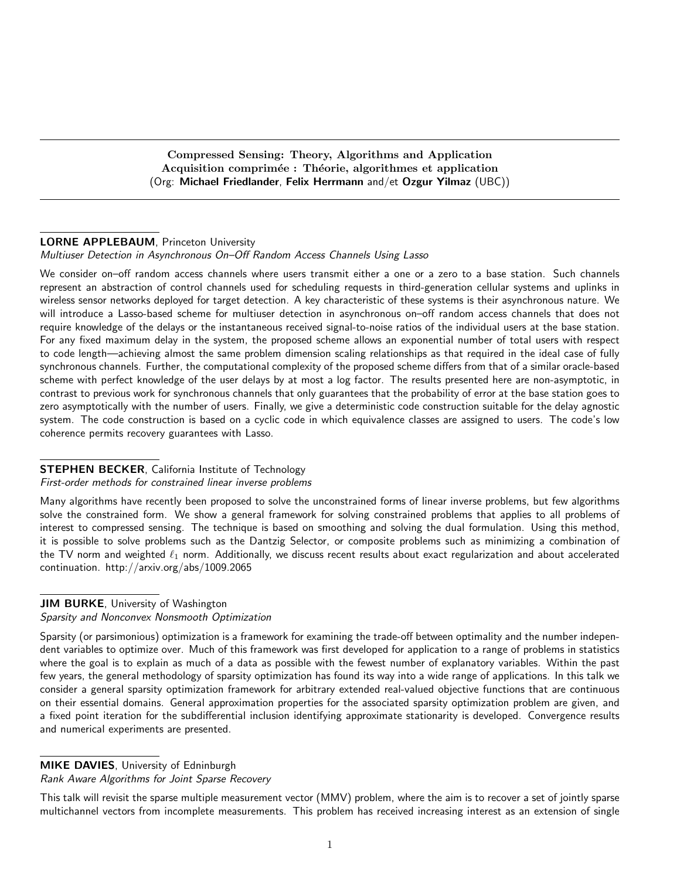**Compressed Sensing: Theory, Algorithms and Application**
**Acquisition comprimée : Théorie, algorithmes et application**
(Org: **Michael Friedlander**, **Felix Herrmann** and/et **Ozgur Yilmaz** (UBC))

---

**LORNE APPLEBAUM**, Princeton University
*Multiuser Detection in Asynchronous On–Off Random Access Channels Using Lasso*

We consider on–off random access channels where users transmit either a one or a zero to a base station. Such channels represent an abstraction of control channels used for scheduling requests in third-generation cellular systems and uplinks in wireless sensor networks deployed for target detection. A key characteristic of these systems is their asynchronous nature. We will introduce a Lasso-based scheme for multiuser detection in asynchronous on–off random access channels that does not require knowledge of the delays or the instantaneous received signal-to-noise ratios of the individual users at the base station. For any fixed maximum delay in the system, the proposed scheme allows an exponential number of total users with respect to code length—achieving almost the same problem dimension scaling relationships as that required in the ideal case of fully synchronous channels. Further, the computational complexity of the proposed scheme differs from that of a similar oracle-based scheme with perfect knowledge of the user delays by at most a log factor. The results presented here are non-asymptotic, in contrast to previous work for synchronous channels that only guarantees that the probability of error at the base station goes to zero asymptotically with the number of users. Finally, we give a deterministic code construction suitable for the delay agnostic system. The code construction is based on a cyclic code in which equivalence classes are assigned to users. The code's low coherence permits recovery guarantees with Lasso.

**STEPHEN BECKER**, California Institute of Technology
*First-order methods for constrained linear inverse problems*

Many algorithms have recently been proposed to solve the unconstrained forms of linear inverse problems, but few algorithms solve the constrained form. We show a general framework for solving constrained problems that applies to all problems of interest to compressed sensing. The technique is based on smoothing and solving the dual formulation. Using this method, it is possible to solve problems such as the Dantzig Selector, or composite problems such as minimizing a combination of the TV norm and weighted $\ell_1$ norm. Additionally, we discuss recent results about exact regularization and about accelerated continuation. http://arxiv.org/abs/1009.2065

**JIM BURKE**, University of Washington
*Sparsity and Nonconvex Nonsmooth Optimization*

Sparsity (or parsimonious) optimization is a framework for examining the trade-off between optimality and the number independent variables to optimize over. Much of this framework was first developed for application to a range of problems in statistics where the goal is to explain as much of a data as possible with the fewest number of explanatory variables. Within the past few years, the general methodology of sparsity optimization has found its way into a wide range of applications. In this talk we consider a general sparsity optimization framework for arbitrary extended real-valued objective functions that are continuous on their essential domains. General approximation properties for the associated sparsity optimization problem are given, and a fixed point iteration for the subdifferential inclusion identifying approximate stationarity is developed. Convergence results and numerical experiments are presented.

**MIKE DAVIES**, University of Edninburgh
*Rank Aware Algorithms for Joint Sparse Recovery*

This talk will revisit the sparse multiple measurement vector (MMV) problem, where the aim is to recover a set of jointly sparse multichannel vectors from incomplete measurements. This problem has received increasing interest as an extension of single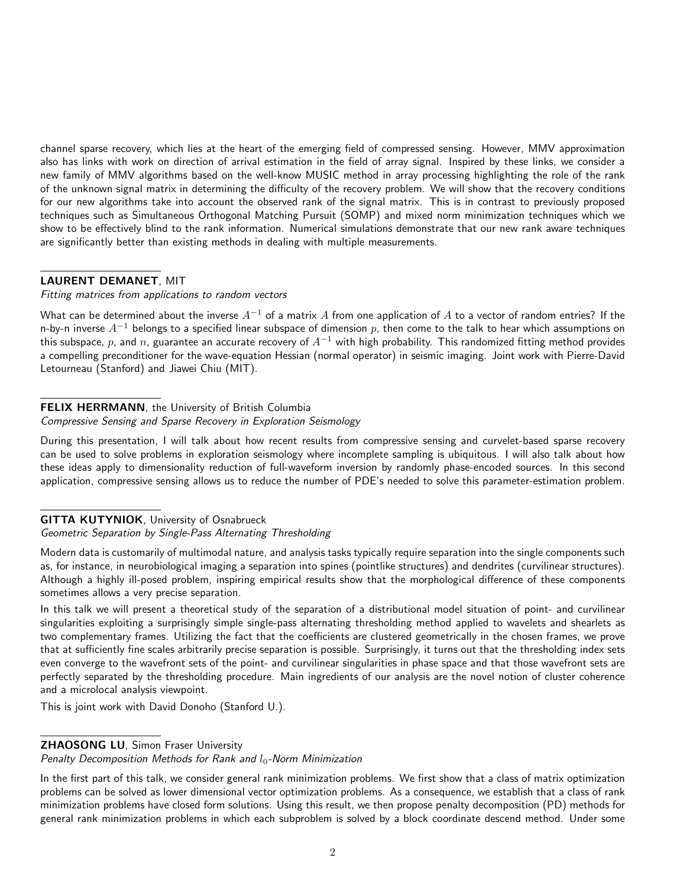channel sparse recovery, which lies at the heart of the emerging field of compressed sensing. However, MMV approximation also has links with work on direction of arrival estimation in the field of array signal. Inspired by these links, we consider a new family of MMV algorithms based on the well-know MUSIC method in array processing highlighting the role of the rank of the unknown signal matrix in determining the difficulty of the recovery problem. We will show that the recovery conditions for our new algorithms take into account the observed rank of the signal matrix. This is in contrast to previously proposed techniques such as Simultaneous Orthogonal Matching Pursuit (SOMP) and mixed norm minimization techniques which we show to be effectively blind to the rank information. Numerical simulations demonstrate that our new rank aware techniques are significantly better than existing methods in dealing with multiple measurements.

---

**LAURENT DEMANET**, MIT
*Fitting matrices from applications to random vectors*

What can be determined about the inverse $A^{-1}$ of a matrix $A$ from one application of $A$ to a vector of random entries? If the n-by-n inverse $A^{-1}$ belongs to a specified linear subspace of dimension $p$, then come to the talk to hear which assumptions on this subspace, $p$, and $n$, guarantee an accurate recovery of $A^{-1}$ with high probability. This randomized fitting method provides a compelling preconditioner for the wave-equation Hessian (normal operator) in seismic imaging. Joint work with Pierre-David Letourneau (Stanford) and Jiawei Chiu (MIT).

---

**FELIX HERRMANN**, the University of British Columbia
*Compressive Sensing and Sparse Recovery in Exploration Seismology*

During this presentation, I will talk about how recent results from compressive sensing and curvelet-based sparse recovery can be used to solve problems in exploration seismology where incomplete sampling is ubiquitous. I will also talk about how these ideas apply to dimensionality reduction of full-waveform inversion by randomly phase-encoded sources. In this second application, compressive sensing allows us to reduce the number of PDE's needed to solve this parameter-estimation problem.

---

**GITTA KUTYNIOK**, University of Osnabrueck
*Geometric Separation by Single-Pass Alternating Thresholding*

Modern data is customarily of multimodal nature, and analysis tasks typically require separation into the single components such as, for instance, in neurobiological imaging a separation into spines (pointlike structures) and dendrites (curvilinear structures). Although a highly ill-posed problem, inspiring empirical results show that the morphological difference of these components sometimes allows a very precise separation.

In this talk we will present a theoretical study of the separation of a distributional model situation of point- and curvilinear singularities exploiting a surprisingly simple single-pass alternating thresholding method applied to wavelets and shearlets as two complementary frames. Utilizing the fact that the coefficients are clustered geometrically in the chosen frames, we prove that at sufficiently fine scales arbitrarily precise separation is possible. Surprisingly, it turns out that the thresholding index sets even converge to the wavefront sets of the point- and curvilinear singularities in phase space and that those wavefront sets are perfectly separated by the thresholding procedure. Main ingredients of our analysis are the novel notion of cluster coherence and a microlocal analysis viewpoint.

This is joint work with David Donoho (Stanford U.).

---

**ZHAOSONG LU**, Simon Fraser University
*Penalty Decomposition Methods for Rank and $l_0$-Norm Minimization*

In the first part of this talk, we consider general rank minimization problems. We first show that a class of matrix optimization problems can be solved as lower dimensional vector optimization problems. As a consequence, we establish that a class of rank minimization problems have closed form solutions. Using this result, we then propose penalty decomposition (PD) methods for general rank minimization problems in which each subproblem is solved by a block coordinate descend method. Under some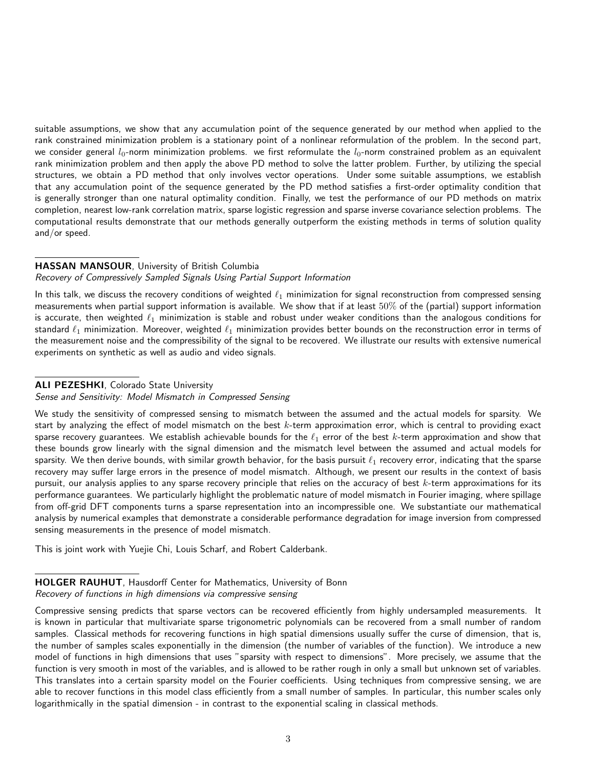suitable assumptions, we show that any accumulation point of the sequence generated by our method when applied to the rank constrained minimization problem is a stationary point of a nonlinear reformulation of the problem. In the second part, we consider general $l_0$-norm minimization problems. we first reformulate the $l_0$-norm constrained problem as an equivalent rank minimization problem and then apply the above PD method to solve the latter problem. Further, by utilizing the special structures, we obtain a PD method that only involves vector operations. Under some suitable assumptions, we establish that any accumulation point of the sequence generated by the PD method satisfies a first-order optimality condition that is generally stronger than one natural optimality condition. Finally, we test the performance of our PD methods on matrix completion, nearest low-rank correlation matrix, sparse logistic regression and sparse inverse covariance selection problems. The computational results demonstrate that our methods generally outperform the existing methods in terms of solution quality and/or speed.

---

**HASSAN MANSOUR**, University of British Columbia
*Recovery of Compressively Sampled Signals Using Partial Support Information*

In this talk, we discuss the recovery conditions of weighted $\ell_1$ minimization for signal reconstruction from compressed sensing measurements when partial support information is available. We show that if at least $50\%$ of the (partial) support information is accurate, then weighted $\ell_1$ minimization is stable and robust under weaker conditions than the analogous conditions for standard $\ell_1$ minimization. Moreover, weighted $\ell_1$ minimization provides better bounds on the reconstruction error in terms of the measurement noise and the compressibility of the signal to be recovered. We illustrate our results with extensive numerical experiments on synthetic as well as audio and video signals.

---

**ALI PEZESHKI**, Colorado State University
*Sense and Sensitivity: Model Mismatch in Compressed Sensing*

We study the sensitivity of compressed sensing to mismatch between the assumed and the actual models for sparsity. We start by analyzing the effect of model mismatch on the best $k$-term approximation error, which is central to providing exact sparse recovery guarantees. We establish achievable bounds for the $\ell_1$ error of the best $k$-term approximation and show that these bounds grow linearly with the signal dimension and the mismatch level between the assumed and actual models for sparsity. We then derive bounds, with similar growth behavior, for the basis pursuit $\ell_1$ recovery error, indicating that the sparse recovery may suffer large errors in the presence of model mismatch. Although, we present our results in the context of basis pursuit, our analysis applies to any sparse recovery principle that relies on the accuracy of best $k$-term approximations for its performance guarantees. We particularly highlight the problematic nature of model mismatch in Fourier imaging, where spillage from off-grid DFT components turns a sparse representation into an incompressible one. We substantiate our mathematical analysis by numerical examples that demonstrate a considerable performance degradation for image inversion from compressed sensing measurements in the presence of model mismatch.

This is joint work with Yuejie Chi, Louis Scharf, and Robert Calderbank.

---

**HOLGER RAUHUT**, Hausdorff Center for Mathematics, University of Bonn
*Recovery of functions in high dimensions via compressive sensing*

Compressive sensing predicts that sparse vectors can be recovered efficiently from highly undersampled measurements. It is known in particular that multivariate sparse trigonometric polynomials can be recovered from a small number of random samples. Classical methods for recovering functions in high spatial dimensions usually suffer the curse of dimension, that is, the number of samples scales exponentially in the dimension (the number of variables of the function). We introduce a new model of functions in high dimensions that uses "sparsity with respect to dimensions". More precisely, we assume that the function is very smooth in most of the variables, and is allowed to be rather rough in only a small but unknown set of variables. This translates into a certain sparsity model on the Fourier coefficients. Using techniques from compressive sensing, we are able to recover functions in this model class efficiently from a small number of samples. In particular, this number scales only logarithmically in the spatial dimension - in contrast to the exponential scaling in classical methods.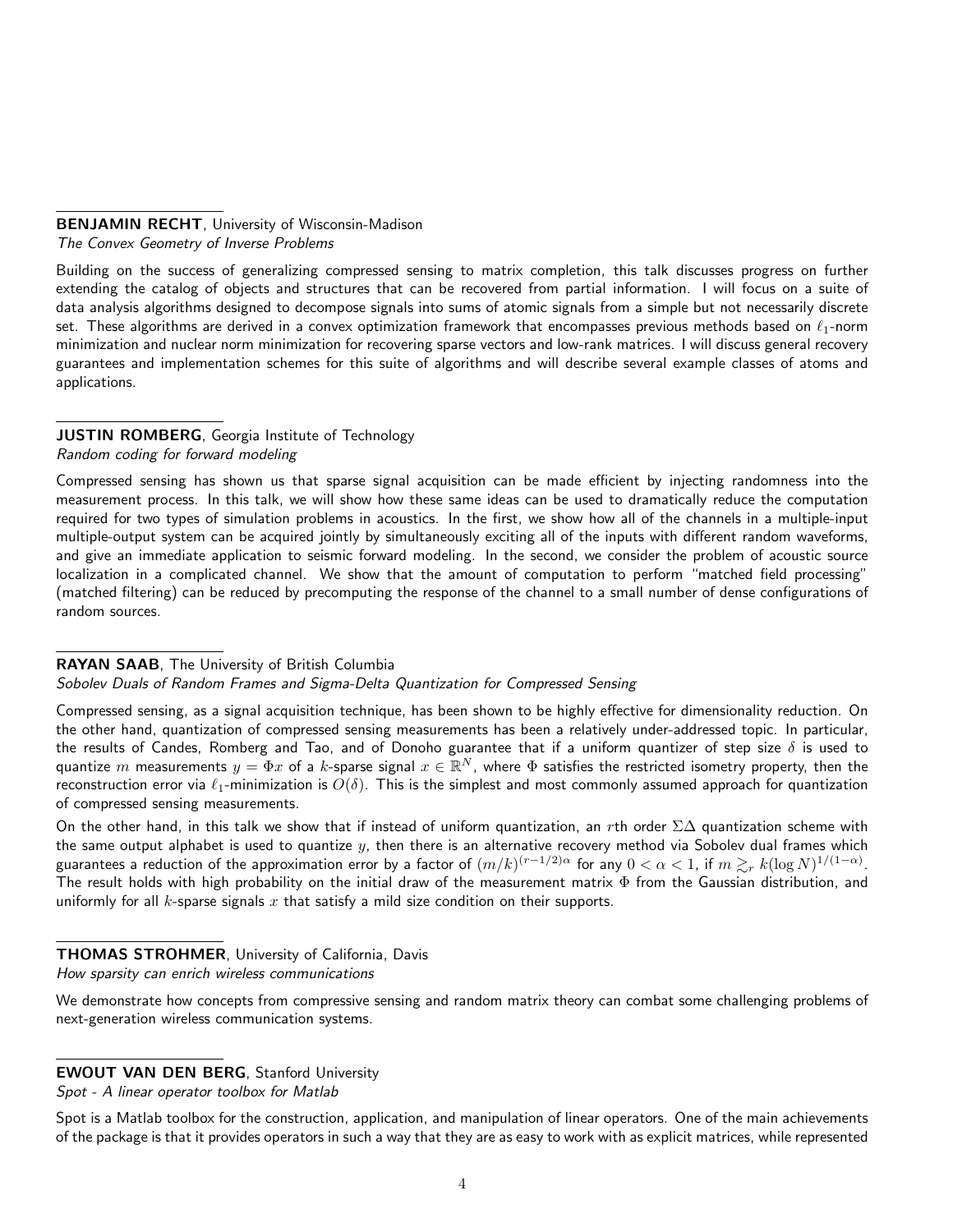**BENJAMIN RECHT**, University of Wisconsin-Madison
*The Convex Geometry of Inverse Problems*

Building on the success of generalizing compressed sensing to matrix completion, this talk discusses progress on further extending the catalog of objects and structures that can be recovered from partial information. I will focus on a suite of data analysis algorithms designed to decompose signals into sums of atomic signals from a simple but not necessarily discrete set. These algorithms are derived in a convex optimization framework that encompasses previous methods based on $\ell_1$-norm minimization and nuclear norm minimization for recovering sparse vectors and low-rank matrices. I will discuss general recovery guarantees and implementation schemes for this suite of algorithms and will describe several example classes of atoms and applications.

**JUSTIN ROMBERG**, Georgia Institute of Technology
*Random coding for forward modeling*

Compressed sensing has shown us that sparse signal acquisition can be made efficient by injecting randomness into the measurement process. In this talk, we will show how these same ideas can be used to dramatically reduce the computation required for two types of simulation problems in acoustics. In the first, we show how all of the channels in a multiple-input multiple-output system can be acquired jointly by simultaneously exciting all of the inputs with different random waveforms, and give an immediate application to seismic forward modeling. In the second, we consider the problem of acoustic source localization in a complicated channel. We show that the amount of computation to perform "matched field processing" (matched filtering) can be reduced by precomputing the response of the channel to a small number of dense configurations of random sources.

**RAYAN SAAB**, The University of British Columbia
*Sobolev Duals of Random Frames and Sigma-Delta Quantization for Compressed Sensing*

Compressed sensing, as a signal acquisition technique, has been shown to be highly effective for dimensionality reduction. On the other hand, quantization of compressed sensing measurements has been a relatively under-addressed topic. In particular, the results of Candes, Romberg and Tao, and of Donoho guarantee that if a uniform quantizer of step size $\delta$ is used to quantize $m$ measurements $y = \Phi x$ of a $k$-sparse signal $x \in \mathbb{R}^N$, where $\Phi$ satisfies the restricted isometry property, then the reconstruction error via $\ell_1$-minimization is $O(\delta)$. This is the simplest and most commonly assumed approach for quantization of compressed sensing measurements.

On the other hand, in this talk we show that if instead of uniform quantization, an $r$th order $\Sigma\Delta$ quantization scheme with the same output alphabet is used to quantize $y$, then there is an alternative recovery method via Sobolev dual frames which guarantees a reduction of the approximation error by a factor of $(m/k)^{(r-1/2)\alpha}$ for any $0 < \alpha < 1$, if $m \gtrsim_r k(\log N)^{1/(1-\alpha)}$. The result holds with high probability on the initial draw of the measurement matrix $\Phi$ from the Gaussian distribution, and uniformly for all $k$-sparse signals $x$ that satisfy a mild size condition on their supports.

**THOMAS STROHMER**, University of California, Davis
*How sparsity can enrich wireless communications*

We demonstrate how concepts from compressive sensing and random matrix theory can combat some challenging problems of next-generation wireless communication systems.

**EWOUT VAN DEN BERG**, Stanford University
*Spot - A linear operator toolbox for Matlab*

Spot is a Matlab toolbox for the construction, application, and manipulation of linear operators. One of the main achievements of the package is that it provides operators in such a way that they are as easy to work with as explicit matrices, while represented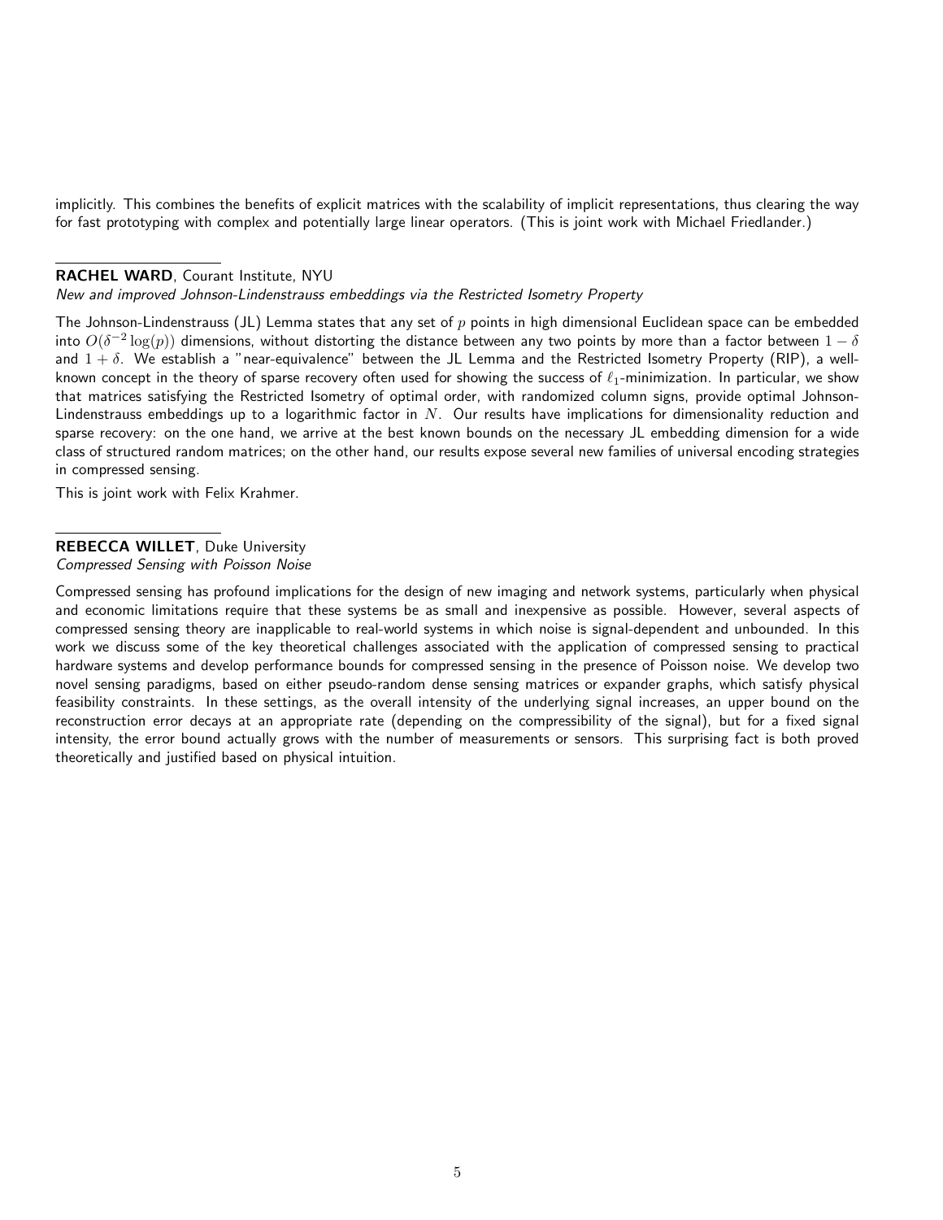implicitly. This combines the benefits of explicit matrices with the scalability of implicit representations, thus clearing the way for fast prototyping with complex and potentially large linear operators. (This is joint work with Michael Friedlander.)

---

**RACHEL WARD**, Courant Institute, NYU
*New and improved Johnson-Lindenstrauss embeddings via the Restricted Isometry Property*

The Johnson-Lindenstrauss (JL) Lemma states that any set of $p$ points in high dimensional Euclidean space can be embedded into $O(\delta^{-2}\log(p))$ dimensions, without distorting the distance between any two points by more than a factor between $1-\delta$ and $1+\delta$. We establish a "near-equivalence" between the JL Lemma and the Restricted Isometry Property (RIP), a well-known concept in the theory of sparse recovery often used for showing the success of $\ell_1$-minimization. In particular, we show that matrices satisfying the Restricted Isometry of optimal order, with randomized column signs, provide optimal Johnson-Lindenstrauss embeddings up to a logarithmic factor in $N$. Our results have implications for dimensionality reduction and sparse recovery: on the one hand, we arrive at the best known bounds on the necessary JL embedding dimension for a wide class of structured random matrices; on the other hand, our results expose several new families of universal encoding strategies in compressed sensing.

This is joint work with Felix Krahmer.

---

**REBECCA WILLET**, Duke University
*Compressed Sensing with Poisson Noise*

Compressed sensing has profound implications for the design of new imaging and network systems, particularly when physical and economic limitations require that these systems be as small and inexpensive as possible. However, several aspects of compressed sensing theory are inapplicable to real-world systems in which noise is signal-dependent and unbounded. In this work we discuss some of the key theoretical challenges associated with the application of compressed sensing to practical hardware systems and develop performance bounds for compressed sensing in the presence of Poisson noise. We develop two novel sensing paradigms, based on either pseudo-random dense sensing matrices or expander graphs, which satisfy physical feasibility constraints. In these settings, as the overall intensity of the underlying signal increases, an upper bound on the reconstruction error decays at an appropriate rate (depending on the compressibility of the signal), but for a fixed signal intensity, the error bound actually grows with the number of measurements or sensors. This surprising fact is both proved theoretically and justified based on physical intuition.